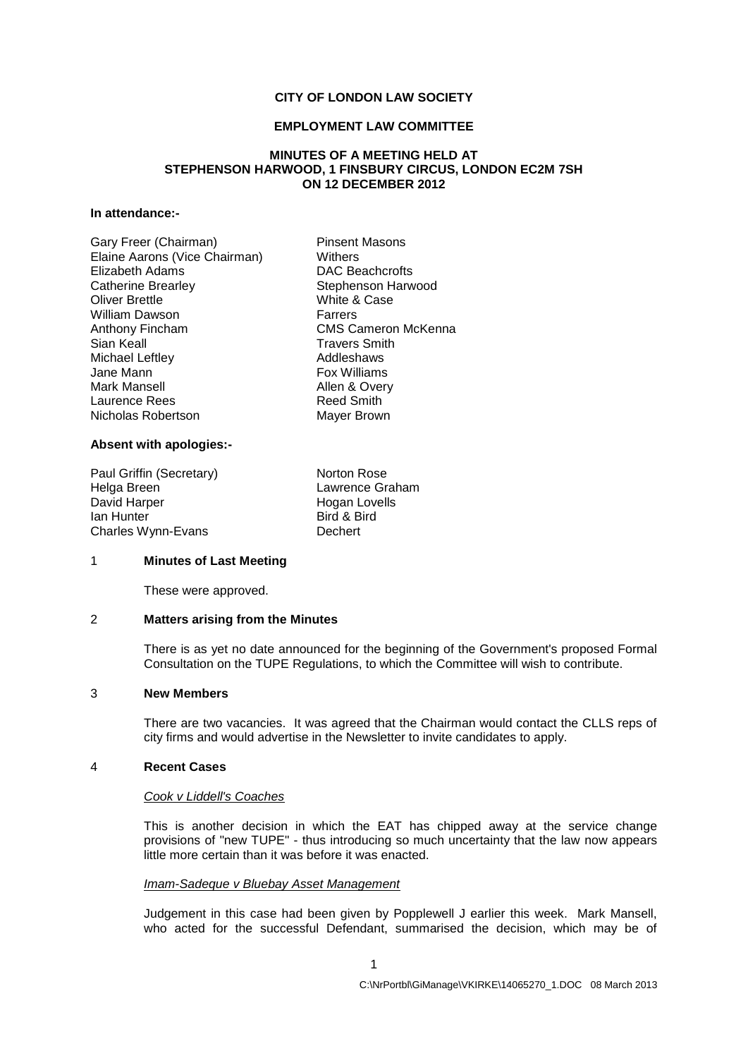**CITY OF LONDON LAW SOCIETY**

**EMPLOYMENT LAW COMMITTEE**

**MINUTES OF A MEETING HELD AT STEPHENSON HARWOOD, 1 FINSBURY CIRCUS, LONDON EC2M 7SH ON 12 DECEMBER 2012**

**In attendance:-**

| | |
|---|---|
| Gary Freer (Chairman) | Pinsent Masons |
| Elaine Aarons (Vice Chairman) | Withers |
| Elizabeth Adams | DAC Beachcrofts |
| Catherine Brearley | Stephenson Harwood |
| Oliver Brettle | White & Case |
| William Dawson | Farrers |
| Anthony Fincham | CMS Cameron McKenna |
| Sian Keall | Travers Smith |
| Michael Leftley | Addleshaws |
| Jane Mann | Fox Williams |
| Mark Mansell | Allen & Overy |
| Laurence Rees | Reed Smith |
| Nicholas Robertson | Mayer Brown |

**Absent with apologies:-**

| | |
|---|---|
| Paul Griffin (Secretary) | Norton Rose |
| Helga Breen | Lawrence Graham |
| David Harper | Hogan Lovells |
| Ian Hunter | Bird & Bird |
| Charles Wynn-Evans | Dechert |

1 **Minutes of Last Meeting**

These were approved.

2 **Matters arising from the Minutes**

There is as yet no date announced for the beginning of the Government's proposed Formal Consultation on the TUPE Regulations, to which the Committee will wish to contribute.

3 **New Members**

There are two vacancies. It was agreed that the Chairman would contact the CLLS reps of city firms and would advertise in the Newsletter to invite candidates to apply.

4 **Recent Cases**

*Cook v Liddell's Coaches*

This is another decision in which the EAT has chipped away at the service change provisions of "new TUPE" - thus introducing so much uncertainty that the law now appears little more certain than it was before it was enacted.

*Imam-Sadeque v Bluebay Asset Management*

Judgement in this case had been given by Popplewell J earlier this week. Mark Mansell, who acted for the successful Defendant, summarised the decision, which may be of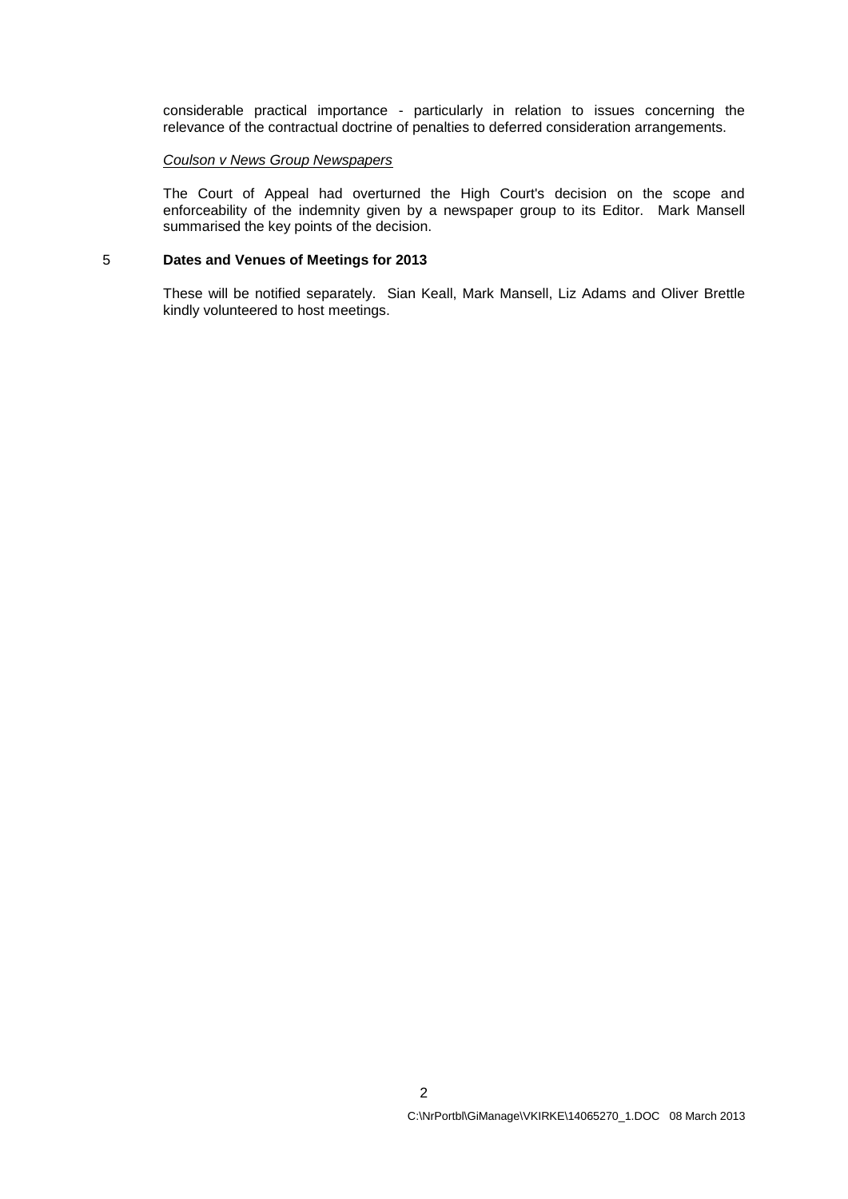considerable practical importance - particularly in relation to issues concerning the relevance of the contractual doctrine of penalties to deferred consideration arrangements.

*Coulson v News Group Newspapers*

The Court of Appeal had overturned the High Court's decision on the scope and enforceability of the indemnity given by a newspaper group to its Editor. Mark Mansell summarised the key points of the decision.

## 5 Dates and Venues of Meetings for 2013

These will be notified separately. Sian Keall, Mark Mansell, Liz Adams and Oliver Brettle kindly volunteered to host meetings.

C:\NrPortbl\GiManage\VKIRKE\14065270_1.DOC 08 March 2013